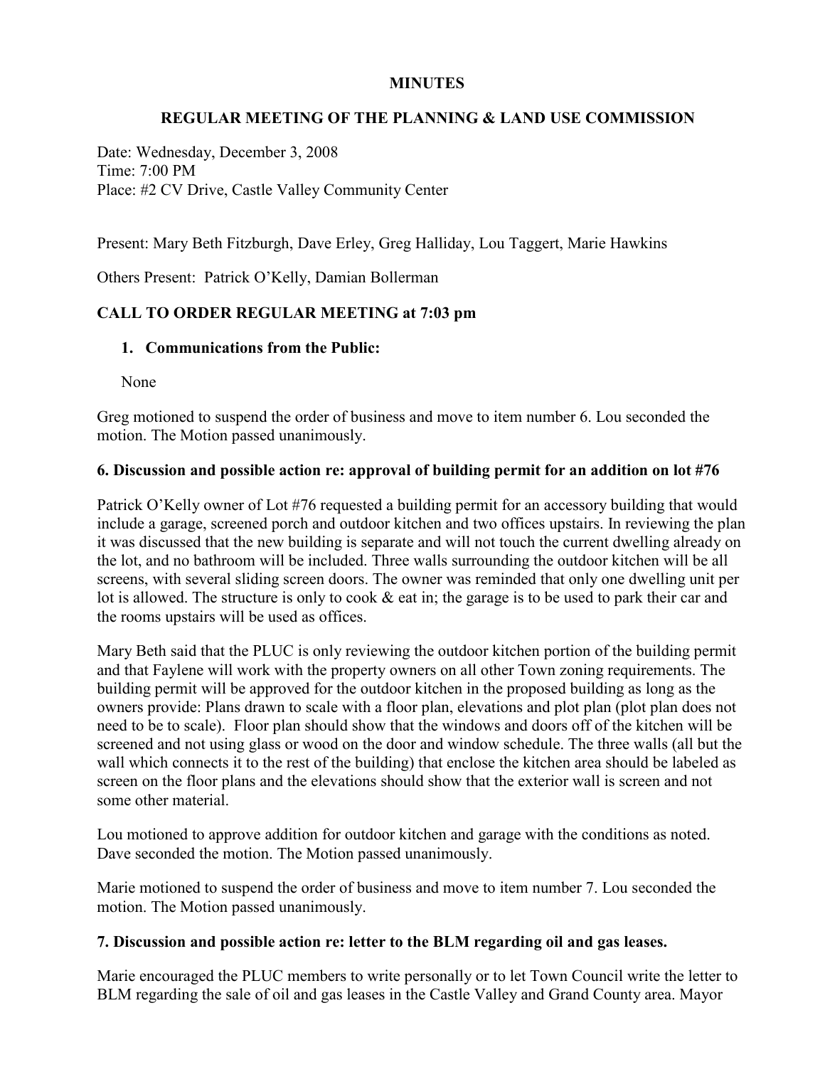**MINUTES**

**REGULAR MEETING OF THE PLANNING & LAND USE COMMISSION**

Date: Wednesday, December 3, 2008
Time: 7:00 PM
Place: #2 CV Drive, Castle Valley Community Center

Present: Mary Beth Fitzburgh, Dave Erley, Greg Halliday, Lou Taggert, Marie Hawkins

Others Present: Patrick O'Kelly, Damian Bollerman

**CALL TO ORDER REGULAR MEETING at 7:03 pm**

1. **Communications from the Public:**

   None

Greg motioned to suspend the order of business and move to item number 6. Lou seconded the motion. The Motion passed unanimously.

**6. Discussion and possible action re: approval of building permit for an addition on lot #76**

Patrick O'Kelly owner of Lot #76 requested a building permit for an accessory building that would include a garage, screened porch and outdoor kitchen and two offices upstairs. In reviewing the plan it was discussed that the new building is separate and will not touch the current dwelling already on the lot, and no bathroom will be included. Three walls surrounding the outdoor kitchen will be all screens, with several sliding screen doors. The owner was reminded that only one dwelling unit per lot is allowed. The structure is only to cook & eat in; the garage is to be used to park their car and the rooms upstairs will be used as offices.

Mary Beth said that the PLUC is only reviewing the outdoor kitchen portion of the building permit and that Faylene will work with the property owners on all other Town zoning requirements. The building permit will be approved for the outdoor kitchen in the proposed building as long as the owners provide: Plans drawn to scale with a floor plan, elevations and plot plan (plot plan does not need to be to scale). Floor plan should show that the windows and doors off of the kitchen will be screened and not using glass or wood on the door and window schedule. The three walls (all but the wall which connects it to the rest of the building) that enclose the kitchen area should be labeled as screen on the floor plans and the elevations should show that the exterior wall is screen and not some other material.

Lou motioned to approve addition for outdoor kitchen and garage with the conditions as noted. Dave seconded the motion. The Motion passed unanimously.

Marie motioned to suspend the order of business and move to item number 7. Lou seconded the motion. The Motion passed unanimously.

**7. Discussion and possible action re: letter to the BLM regarding oil and gas leases.**

Marie encouraged the PLUC members to write personally or to let Town Council write the letter to BLM regarding the sale of oil and gas leases in the Castle Valley and Grand County area. Mayor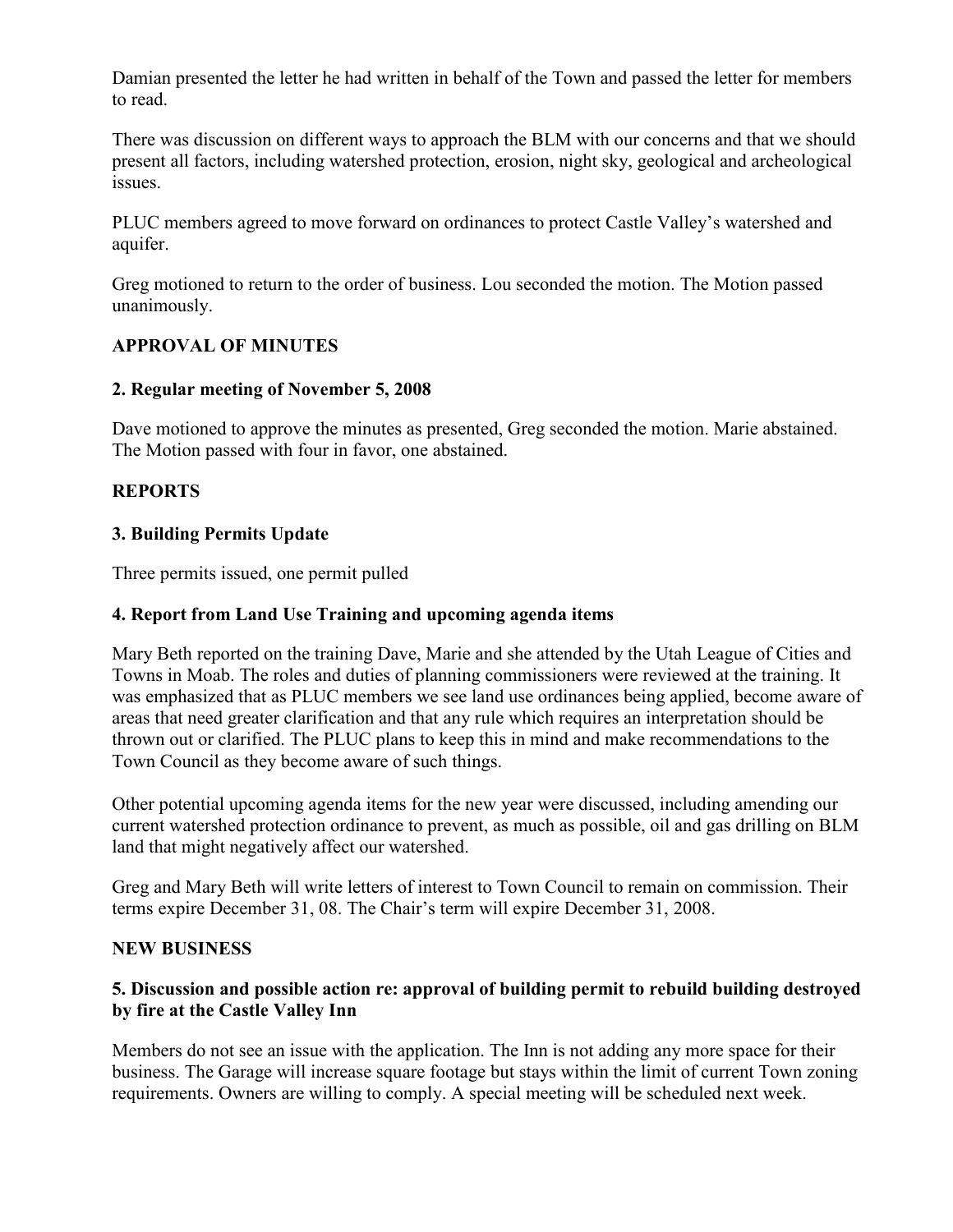Damian presented the letter he had written in behalf of the Town and passed the letter for members to read.

There was discussion on different ways to approach the BLM with our concerns and that we should present all factors, including watershed protection, erosion, night sky, geological and archeological issues.

PLUC members agreed to move forward on ordinances to protect Castle Valley's watershed and aquifer.

Greg motioned to return to the order of business. Lou seconded the motion. The Motion passed unanimously.

**APPROVAL OF MINUTES**

**2. Regular meeting of November 5, 2008**

Dave motioned to approve the minutes as presented, Greg seconded the motion. Marie abstained. The Motion passed with four in favor, one abstained.

**REPORTS**

**3. Building Permits Update**

Three permits issued, one permit pulled

**4. Report from Land Use Training and upcoming agenda items**

Mary Beth reported on the training Dave, Marie and she attended by the Utah League of Cities and Towns in Moab. The roles and duties of planning commissioners were reviewed at the training. It was emphasized that as PLUC members we see land use ordinances being applied, become aware of areas that need greater clarification and that any rule which requires an interpretation should be thrown out or clarified. The PLUC plans to keep this in mind and make recommendations to the Town Council as they become aware of such things.

Other potential upcoming agenda items for the new year were discussed, including amending our current watershed protection ordinance to prevent, as much as possible, oil and gas drilling on BLM land that might negatively affect our watershed.

Greg and Mary Beth will write letters of interest to Town Council to remain on commission. Their terms expire December 31, 08. The Chair's term will expire December 31, 2008.

**NEW BUSINESS**

**5. Discussion and possible action re: approval of building permit to rebuild building destroyed by fire at the Castle Valley Inn**

Members do not see an issue with the application. The Inn is not adding any more space for their business. The Garage will increase square footage but stays within the limit of current Town zoning requirements. Owners are willing to comply. A special meeting will be scheduled next week.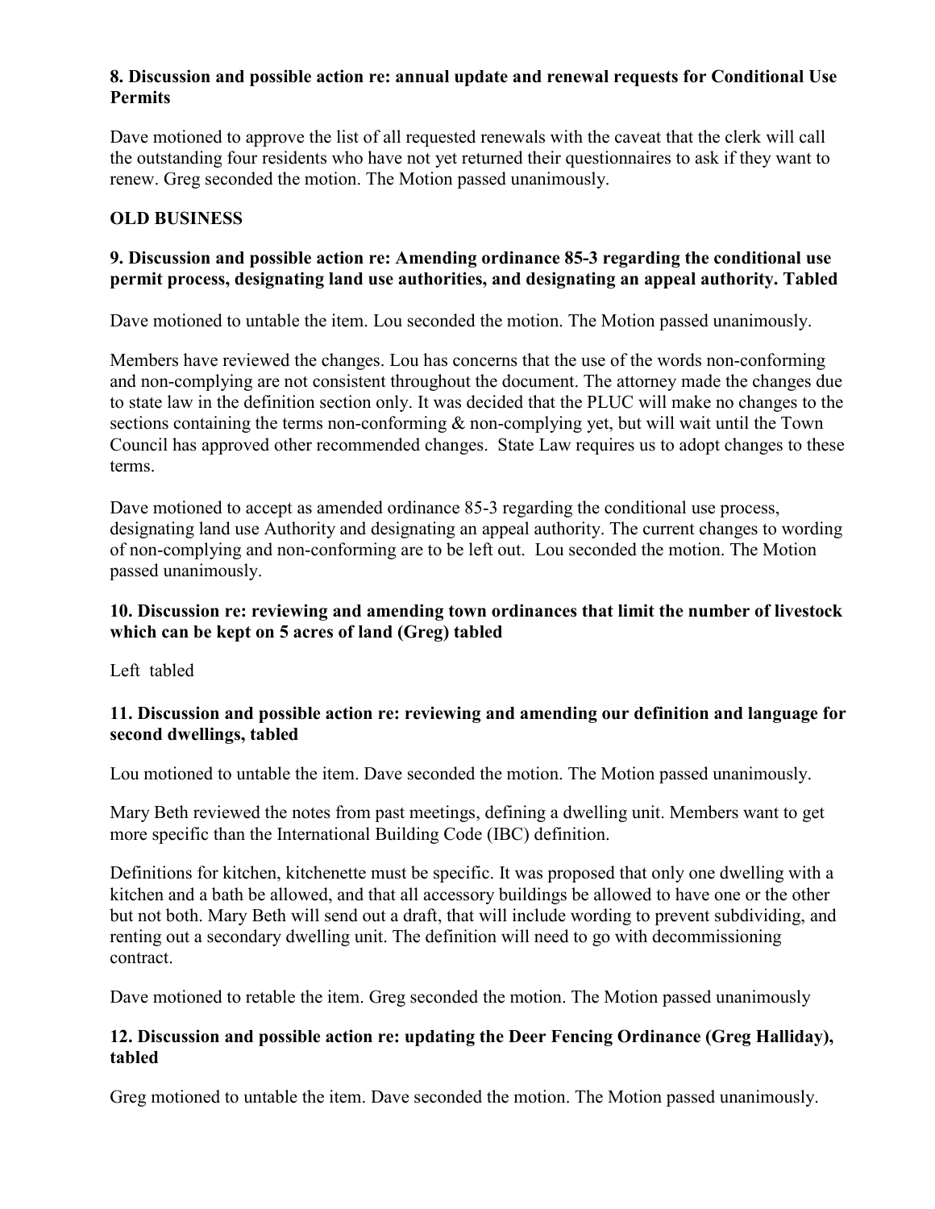**8. Discussion and possible action re: annual update and renewal requests for Conditional Use Permits**

Dave motioned to approve the list of all requested renewals with the caveat that the clerk will call the outstanding four residents who have not yet returned their questionnaires to ask if they want to renew. Greg seconded the motion. The Motion passed unanimously.

**OLD BUSINESS**

**9. Discussion and possible action re: Amending ordinance 85-3 regarding the conditional use permit process, designating land use authorities, and designating an appeal authority. Tabled**

Dave motioned to untable the item. Lou seconded the motion. The Motion passed unanimously.

Members have reviewed the changes. Lou has concerns that the use of the words non-conforming and non-complying are not consistent throughout the document. The attorney made the changes due to state law in the definition section only. It was decided that the PLUC will make no changes to the sections containing the terms non-conforming & non-complying yet, but will wait until the Town Council has approved other recommended changes. State Law requires us to adopt changes to these terms.

Dave motioned to accept as amended ordinance 85-3 regarding the conditional use process, designating land use Authority and designating an appeal authority. The current changes to wording of non-complying and non-conforming are to be left out. Lou seconded the motion. The Motion passed unanimously.

**10. Discussion re: reviewing and amending town ordinances that limit the number of livestock which can be kept on 5 acres of land (Greg) tabled**

Left tabled

**11. Discussion and possible action re: reviewing and amending our definition and language for second dwellings, tabled**

Lou motioned to untable the item. Dave seconded the motion. The Motion passed unanimously.

Mary Beth reviewed the notes from past meetings, defining a dwelling unit. Members want to get more specific than the International Building Code (IBC) definition.

Definitions for kitchen, kitchenette must be specific. It was proposed that only one dwelling with a kitchen and a bath be allowed, and that all accessory buildings be allowed to have one or the other but not both. Mary Beth will send out a draft, that will include wording to prevent subdividing, and renting out a secondary dwelling unit. The definition will need to go with decommissioning contract.

Dave motioned to retable the item. Greg seconded the motion. The Motion passed unanimously

**12. Discussion and possible action re: updating the Deer Fencing Ordinance (Greg Halliday), tabled**

Greg motioned to untable the item. Dave seconded the motion. The Motion passed unanimously.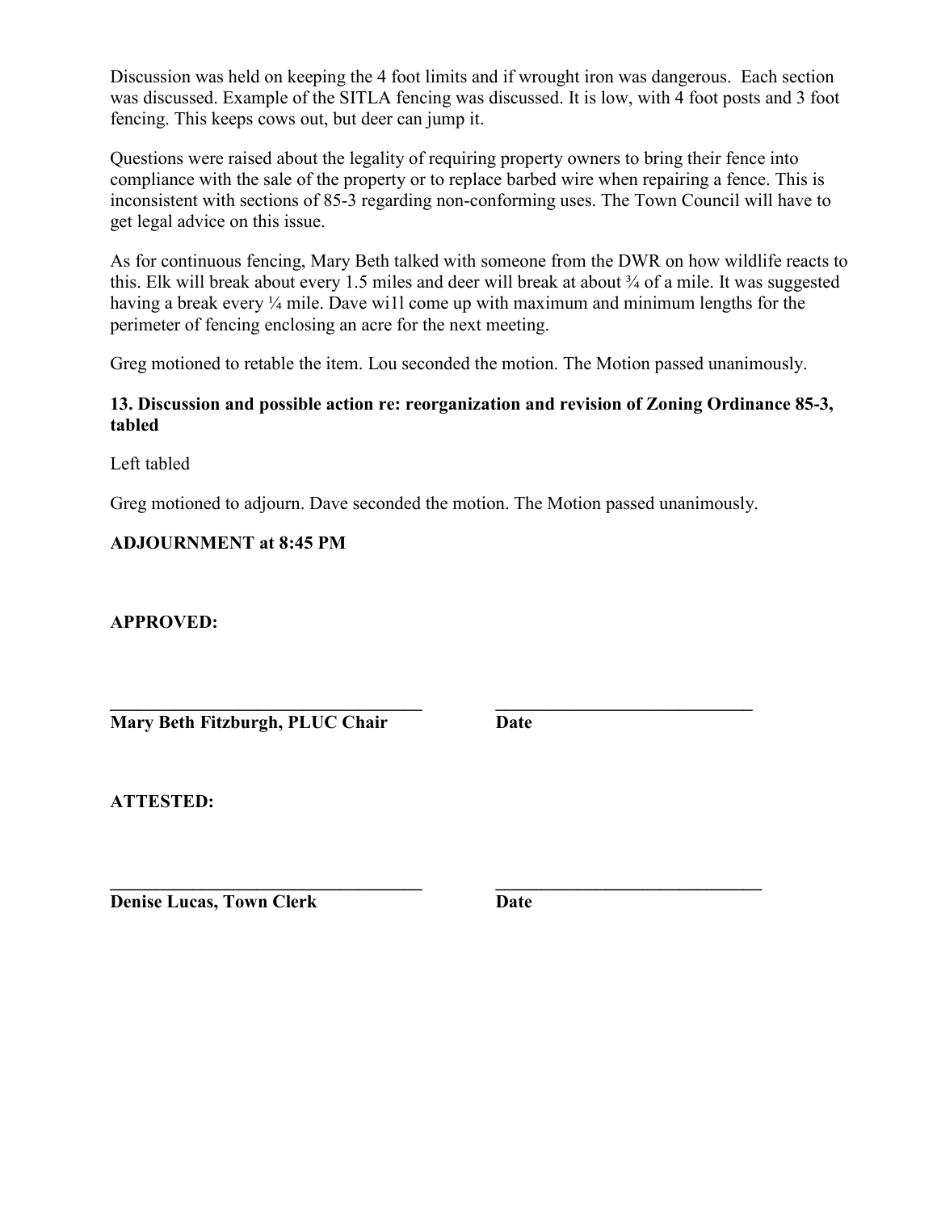Discussion was held on keeping the 4 foot limits and if wrought iron was dangerous. Each section was discussed. Example of the SITLA fencing was discussed. It is low, with 4 foot posts and 3 foot fencing. This keeps cows out, but deer can jump it.

Questions were raised about the legality of requiring property owners to bring their fence into compliance with the sale of the property or to replace barbed wire when repairing a fence. This is inconsistent with sections of 85-3 regarding non-conforming uses. The Town Council will have to get legal advice on this issue.

As for continuous fencing, Mary Beth talked with someone from the DWR on how wildlife reacts to this. Elk will break about every 1.5 miles and deer will break at about ¾ of a mile. It was suggested having a break every ¼ mile. Dave wi1l come up with maximum and minimum lengths for the perimeter of fencing enclosing an acre for the next meeting.

Greg motioned to retable the item. Lou seconded the motion. The Motion passed unanimously.

**13. Discussion and possible action re: reorganization and revision of Zoning Ordinance 85-3, tabled**

Left tabled

Greg motioned to adjourn. Dave seconded the motion. The Motion passed unanimously.

**ADJOURNMENT at 8:45 PM**

**APPROVED:**

_________________________________ _________________________

**Mary Beth Fitzburgh, PLUC Chair** **Date**

**ATTESTED:**

_________________________________ _________________________

**Denise Lucas, Town Clerk** **Date**